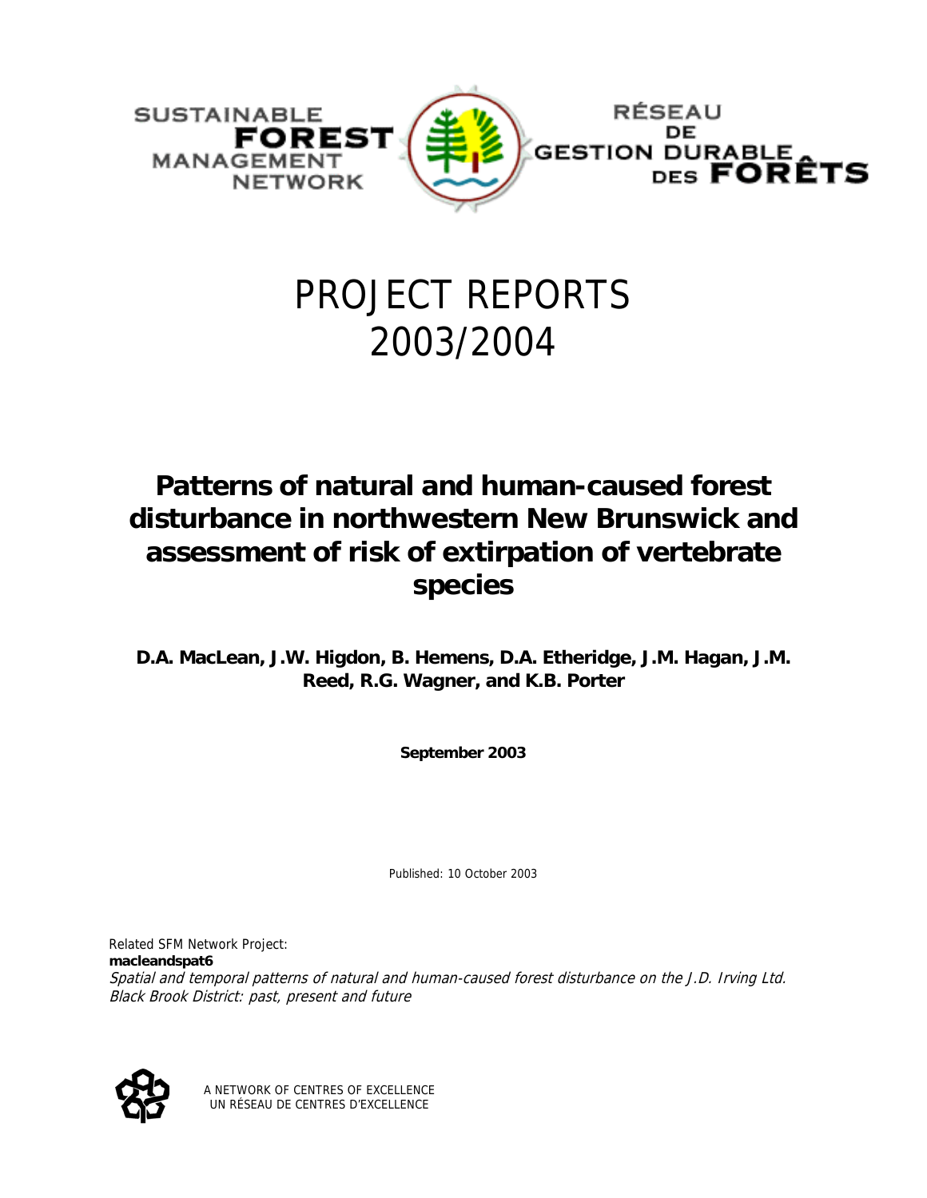SUSTAINABLE **FOREST** MANAGEMENT NETWORK

RÉSEAU DE GESTION DURABLE DES **FORÊTS**

# PROJECT REPORTS 2003/2004

## Patterns of natural and human-caused forest disturbance in northwestern New Brunswick and assessment of risk of extirpation of vertebrate species

**D.A. MacLean, J.W. Higdon, B. Hemens, D.A. Etheridge, J.M. Hagan, J.M. Reed, R.G. Wagner, and K.B. Porter**

**September 2003**

Published: 10 October 2003

Related SFM Network Project:
**macleandspat6**
*Spatial and temporal patterns of natural and human-caused forest disturbance on the J.D. Irving Ltd. Black Brook District: past, present and future*

A NETWORK OF CENTRES OF EXCELLENCE
UN RÉSEAU DE CENTRES D'EXCELLENCE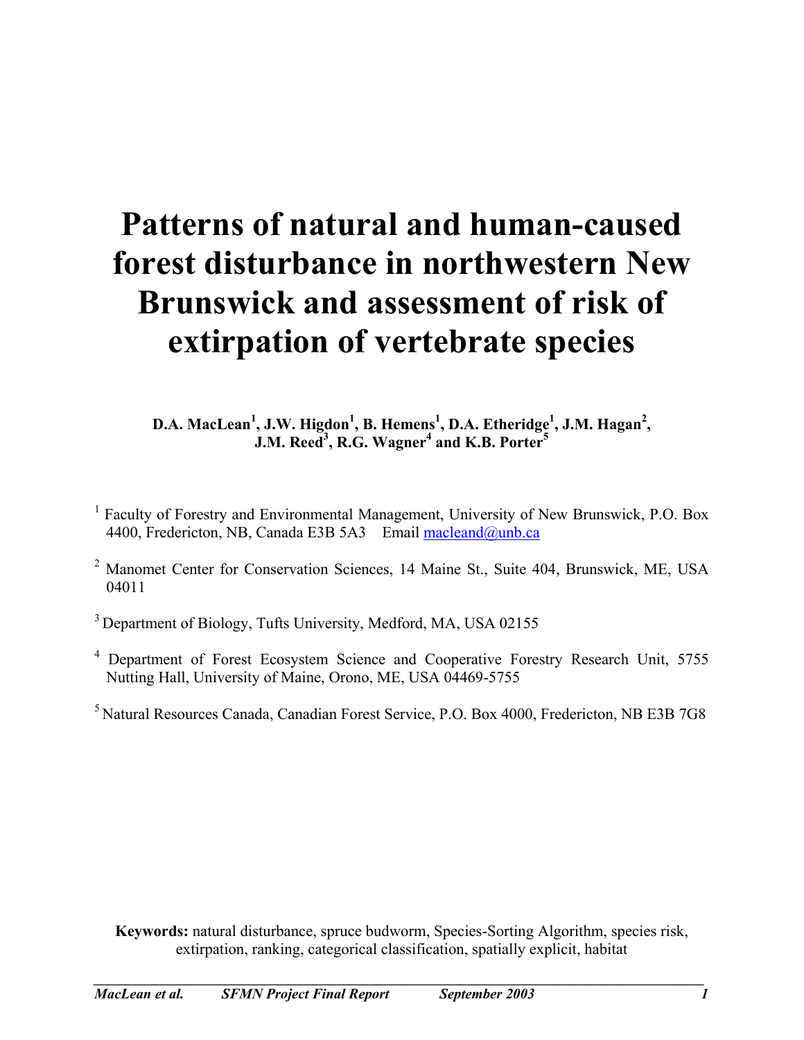# Patterns of natural and human-caused forest disturbance in northwestern New Brunswick and assessment of risk of extirpation of vertebrate species

**D.A. MacLean[1], J.W. Higdon[1], B. Hemens[1], D.A. Etheridge[1], J.M. Hagan[2], J.M. Reed[3], R.G. Wagner[4] and K.B. Porter[5]**

[1] Faculty of Forestry and Environmental Management, University of New Brunswick, P.O. Box 4400, Fredericton, NB, Canada E3B 5A3 Email macleand@unb.ca

[2] Manomet Center for Conservation Sciences, 14 Maine St., Suite 404, Brunswick, ME, USA 04011

[3] Department of Biology, Tufts University, Medford, MA, USA 02155

[4] Department of Forest Ecosystem Science and Cooperative Forestry Research Unit, 5755 Nutting Hall, University of Maine, Orono, ME, USA 04469-5755

[5] Natural Resources Canada, Canadian Forest Service, P.O. Box 4000, Fredericton, NB E3B 7G8

**Keywords:** natural disturbance, spruce budworm, Species-Sorting Algorithm, species risk, extirpation, ranking, categorical classification, spatially explicit, habitat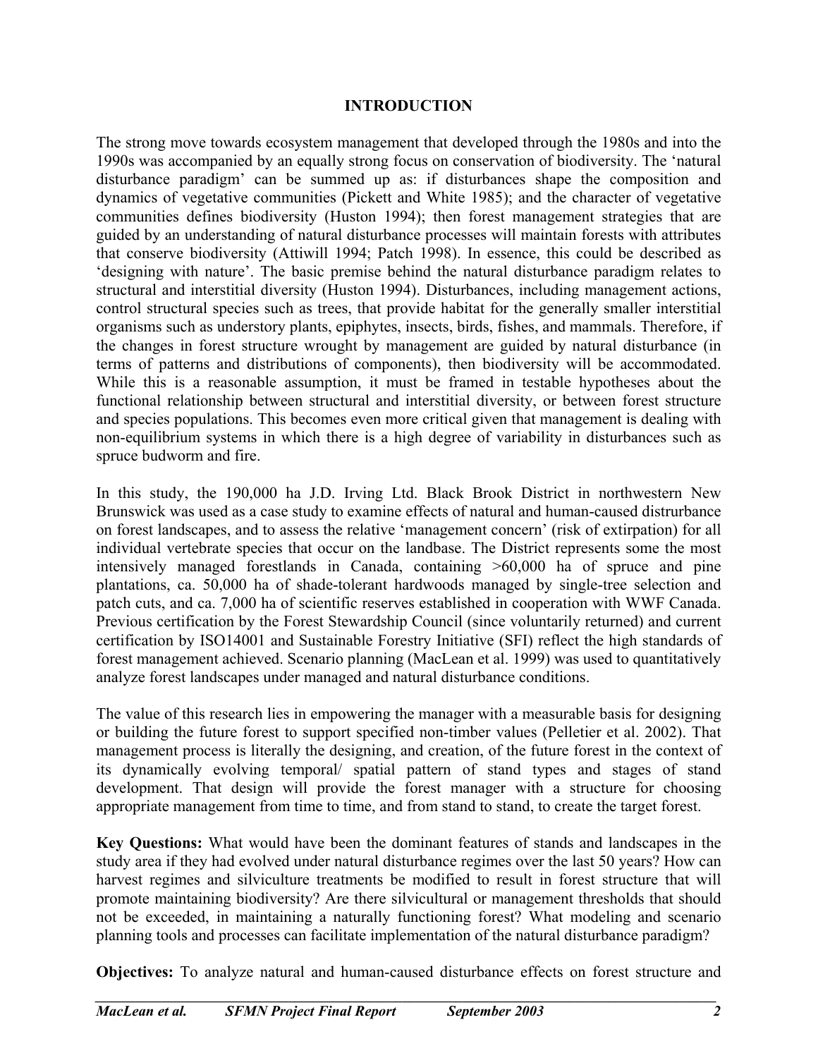# INTRODUCTION

The strong move towards ecosystem management that developed through the 1980s and into the 1990s was accompanied by an equally strong focus on conservation of biodiversity. The 'natural disturbance paradigm' can be summed up as: if disturbances shape the composition and dynamics of vegetative communities (Pickett and White 1985); and the character of vegetative communities defines biodiversity (Huston 1994); then forest management strategies that are guided by an understanding of natural disturbance processes will maintain forests with attributes that conserve biodiversity (Attiwill 1994; Patch 1998). In essence, this could be described as 'designing with nature'. The basic premise behind the natural disturbance paradigm relates to structural and interstitial diversity (Huston 1994). Disturbances, including management actions, control structural species such as trees, that provide habitat for the generally smaller interstitial organisms such as understory plants, epiphytes, insects, birds, fishes, and mammals. Therefore, if the changes in forest structure wrought by management are guided by natural disturbance (in terms of patterns and distributions of components), then biodiversity will be accommodated. While this is a reasonable assumption, it must be framed in testable hypotheses about the functional relationship between structural and interstitial diversity, or between forest structure and species populations. This becomes even more critical given that management is dealing with non-equilibrium systems in which there is a high degree of variability in disturbances such as spruce budworm and fire.

In this study, the 190,000 ha J.D. Irving Ltd. Black Brook District in northwestern New Brunswick was used as a case study to examine effects of natural and human-caused distrurbance on forest landscapes, and to assess the relative 'management concern' (risk of extirpation) for all individual vertebrate species that occur on the landbase. The District represents some the most intensively managed forestlands in Canada, containing >60,000 ha of spruce and pine plantations, ca. 50,000 ha of shade-tolerant hardwoods managed by single-tree selection and patch cuts, and ca. 7,000 ha of scientific reserves established in cooperation with WWF Canada. Previous certification by the Forest Stewardship Council (since voluntarily returned) and current certification by ISO14001 and Sustainable Forestry Initiative (SFI) reflect the high standards of forest management achieved. Scenario planning (MacLean et al. 1999) was used to quantitatively analyze forest landscapes under managed and natural disturbance conditions.

The value of this research lies in empowering the manager with a measurable basis for designing or building the future forest to support specified non-timber values (Pelletier et al. 2002). That management process is literally the designing, and creation, of the future forest in the context of its dynamically evolving temporal/ spatial pattern of stand types and stages of stand development. That design will provide the forest manager with a structure for choosing appropriate management from time to time, and from stand to stand, to create the target forest.

**Key Questions:** What would have been the dominant features of stands and landscapes in the study area if they had evolved under natural disturbance regimes over the last 50 years? How can harvest regimes and silviculture treatments be modified to result in forest structure that will promote maintaining biodiversity? Are there silvicultural or management thresholds that should not be exceeded, in maintaining a naturally functioning forest? What modeling and scenario planning tools and processes can facilitate implementation of the natural disturbance paradigm?

**Objectives:** To analyze natural and human-caused disturbance effects on forest structure and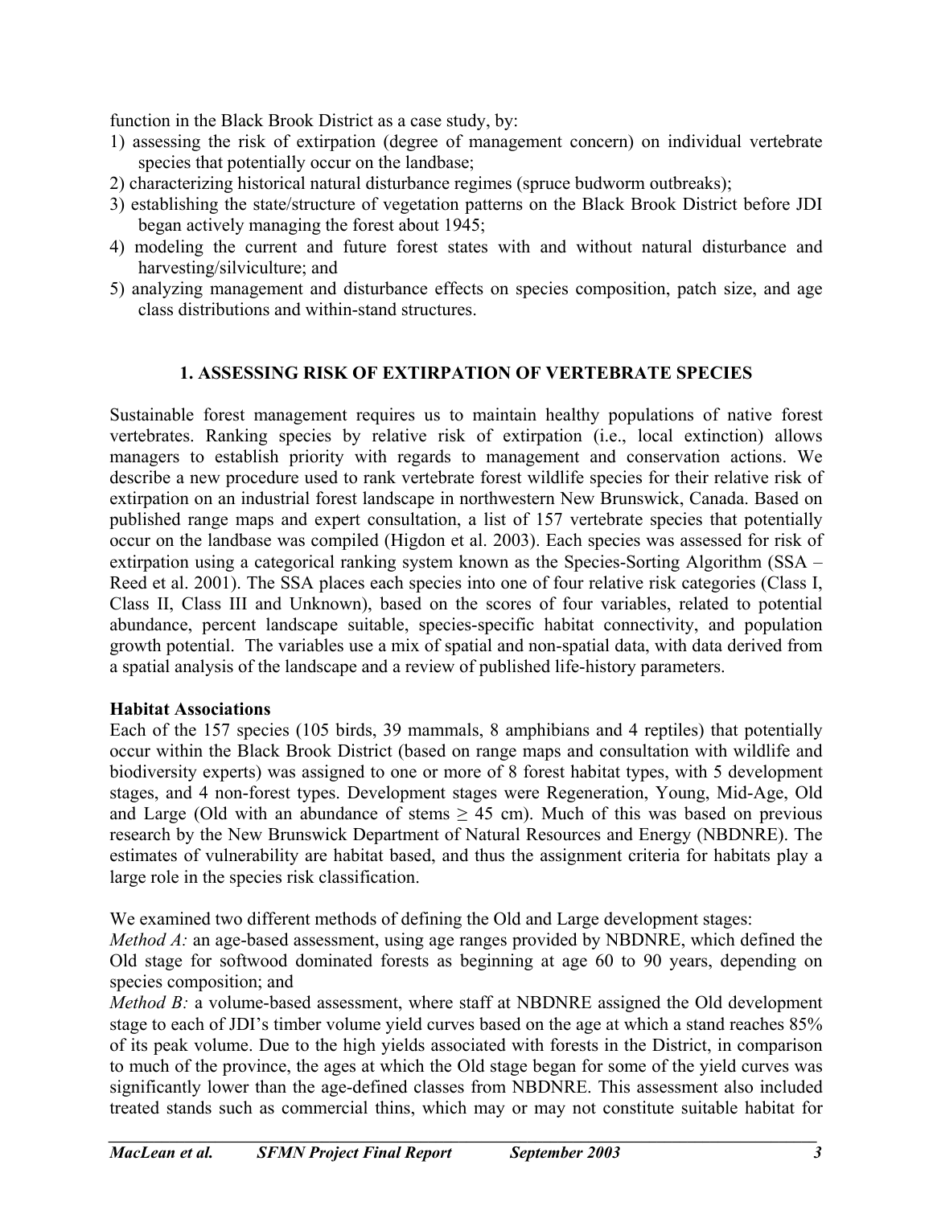function in the Black Brook District as a case study, by:

1) assessing the risk of extirpation (degree of management concern) on individual vertebrate species that potentially occur on the landbase;
2) characterizing historical natural disturbance regimes (spruce budworm outbreaks);
3) establishing the state/structure of vegetation patterns on the Black Brook District before JDI began actively managing the forest about 1945;
4) modeling the current and future forest states with and without natural disturbance and harvesting/silviculture; and
5) analyzing management and disturbance effects on species composition, patch size, and age class distributions and within-stand structures.

## 1. ASSESSING RISK OF EXTIRPATION OF VERTEBRATE SPECIES

Sustainable forest management requires us to maintain healthy populations of native forest vertebrates. Ranking species by relative risk of extirpation (i.e., local extinction) allows managers to establish priority with regards to management and conservation actions. We describe a new procedure used to rank vertebrate forest wildlife species for their relative risk of extirpation on an industrial forest landscape in northwestern New Brunswick, Canada. Based on published range maps and expert consultation, a list of 157 vertebrate species that potentially occur on the landbase was compiled (Higdon et al. 2003). Each species was assessed for risk of extirpation using a categorical ranking system known as the Species-Sorting Algorithm (SSA – Reed et al. 2001). The SSA places each species into one of four relative risk categories (Class I, Class II, Class III and Unknown), based on the scores of four variables, related to potential abundance, percent landscape suitable, species-specific habitat connectivity, and population growth potential. The variables use a mix of spatial and non-spatial data, with data derived from a spatial analysis of the landscape and a review of published life-history parameters.

**Habitat Associations**

Each of the 157 species (105 birds, 39 mammals, 8 amphibians and 4 reptiles) that potentially occur within the Black Brook District (based on range maps and consultation with wildlife and biodiversity experts) was assigned to one or more of 8 forest habitat types, with 5 development stages, and 4 non-forest types. Development stages were Regeneration, Young, Mid-Age, Old and Large (Old with an abundance of stems $\geq$ 45 cm). Much of this was based on previous research by the New Brunswick Department of Natural Resources and Energy (NBDNRE). The estimates of vulnerability are habitat based, and thus the assignment criteria for habitats play a large role in the species risk classification.

We examined two different methods of defining the Old and Large development stages:

*Method A:* an age-based assessment, using age ranges provided by NBDNRE, which defined the Old stage for softwood dominated forests as beginning at age 60 to 90 years, depending on species composition; and

*Method B:* a volume-based assessment, where staff at NBDNRE assigned the Old development stage to each of JDI's timber volume yield curves based on the age at which a stand reaches 85% of its peak volume. Due to the high yields associated with forests in the District, in comparison to much of the province, the ages at which the Old stage began for some of the yield curves was significantly lower than the age-defined classes from NBDNRE. This assessment also included treated stands such as commercial thins, which may or may not constitute suitable habitat for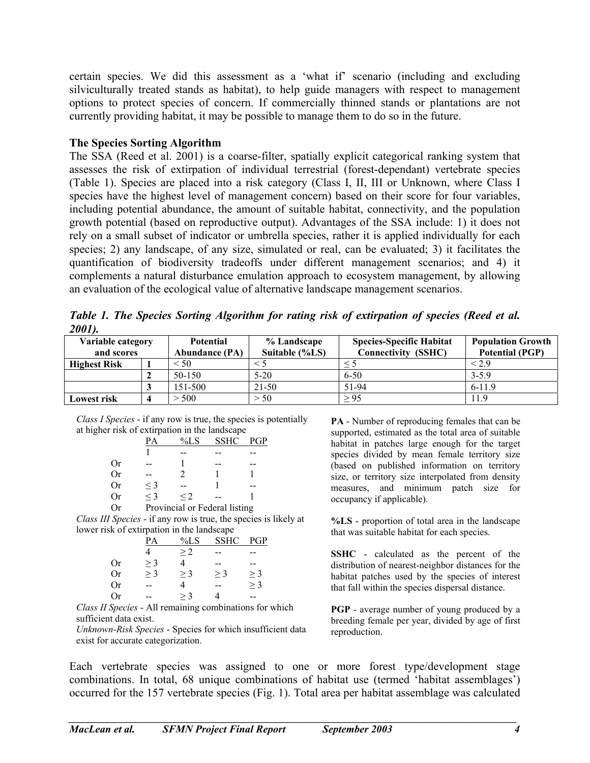certain species. We did this assessment as a 'what if' scenario (including and excluding silviculturally treated stands as habitat), to help guide managers with respect to management options to protect species of concern. If commercially thinned stands or plantations are not currently providing habitat, it may be possible to manage them to do so in the future.

### The Species Sorting Algorithm

The SSA (Reed et al. 2001) is a coarse-filter, spatially explicit categorical ranking system that assesses the risk of extirpation of individual terrestrial (forest-dependant) vertebrate species (Table 1). Species are placed into a risk category (Class I, II, III or Unknown, where Class I species have the highest level of management concern) based on their score for four variables, including potential abundance, the amount of suitable habitat, connectivity, and the population growth potential (based on reproductive output). Advantages of the SSA include: 1) it does not rely on a small subset of indicator or umbrella species, rather it is applied individually for each species; 2) any landscape, of any size, simulated or real, can be evaluated; 3) it facilitates the quantification of biodiversity tradeoffs under different management scenarios; and 4) it complements a natural disturbance emulation approach to ecosystem management, by allowing an evaluation of the ecological value of alternative landscape management scenarios.

***Table 1. The Species Sorting Algorithm for rating risk of extirpation of species (Reed et al. 2001).***

| Variable category and scores | | Potential Abundance (PA) | % Landscape Suitable (%LS) | Species-Specific Habitat Connectivity (SSHC) | Population Growth Potential (PGP) |
|---|---|---|---|---|---|
| **Highest Risk** | **1** | < 50 | < 5 | ≤ 5 | < 2.9 |
| | **2** | 50-150 | 5-20 | 6-50 | 3-5.9 |
| | **3** | 151-500 | 21-50 | 51-94 | 6-11.9 |
| **Lowest risk** | **4** | > 500 | > 50 | ≥ 95 | 11.9 |

*Class I Species* - if any row is true, the species is potentially at higher risk of extirpation in the landscape

| | PA | %LS | SSHC | PGP |
|---|---|---|---|---|
| | 1 | -- | -- | -- |
| Or | -- | 1 | -- | -- |
| Or | -- | 2 | 1 | 1 |
| Or | ≤ 3 | -- | 1 | -- |
| Or | ≤ 3 | ≤ 2 | -- | 1 |
| Or | Provincial or Federal listing | | | |

*Class III Species* - if any row is true, the species is likely at lower risk of extirpation in the landscape

| | PA | %LS | SSHC | PGP |
|---|---|---|---|---|
| | 4 | ≥ 2 | -- | -- |
| Or | ≥ 3 | 4 | -- | -- |
| Or | ≥ 3 | ≥ 3 | ≥ 3 | ≥ 3 |
| Or | -- | 4 | -- | ≥ 3 |
| Or | -- | ≥ 3 | 4 | -- |

*Class II Species* - All remaining combinations for which sufficient data exist.

*Unknown-Risk Species* - Species for which insufficient data exist for accurate categorization.

**PA** - Number of reproducing females that can be supported, estimated as the total area of suitable habitat in patches large enough for the target species divided by mean female territory size (based on published information on territory size, or territory size interpolated from density measures, and minimum patch size for occupancy if applicable).

**%LS** - proportion of total area in the landscape that was suitable habitat for each species.

**SSHC** - calculated as the percent of the distribution of nearest-neighbor distances for the habitat patches used by the species of interest that fall within the species dispersal distance.

**PGP** - average number of young produced by a breeding female per year, divided by age of first reproduction.

Each vertebrate species was assigned to one or more forest type/development stage combinations. In total, 68 unique combinations of habitat use (termed 'habitat assemblages') occurred for the 157 vertebrate species (Fig. 1). Total area per habitat assemblage was calculated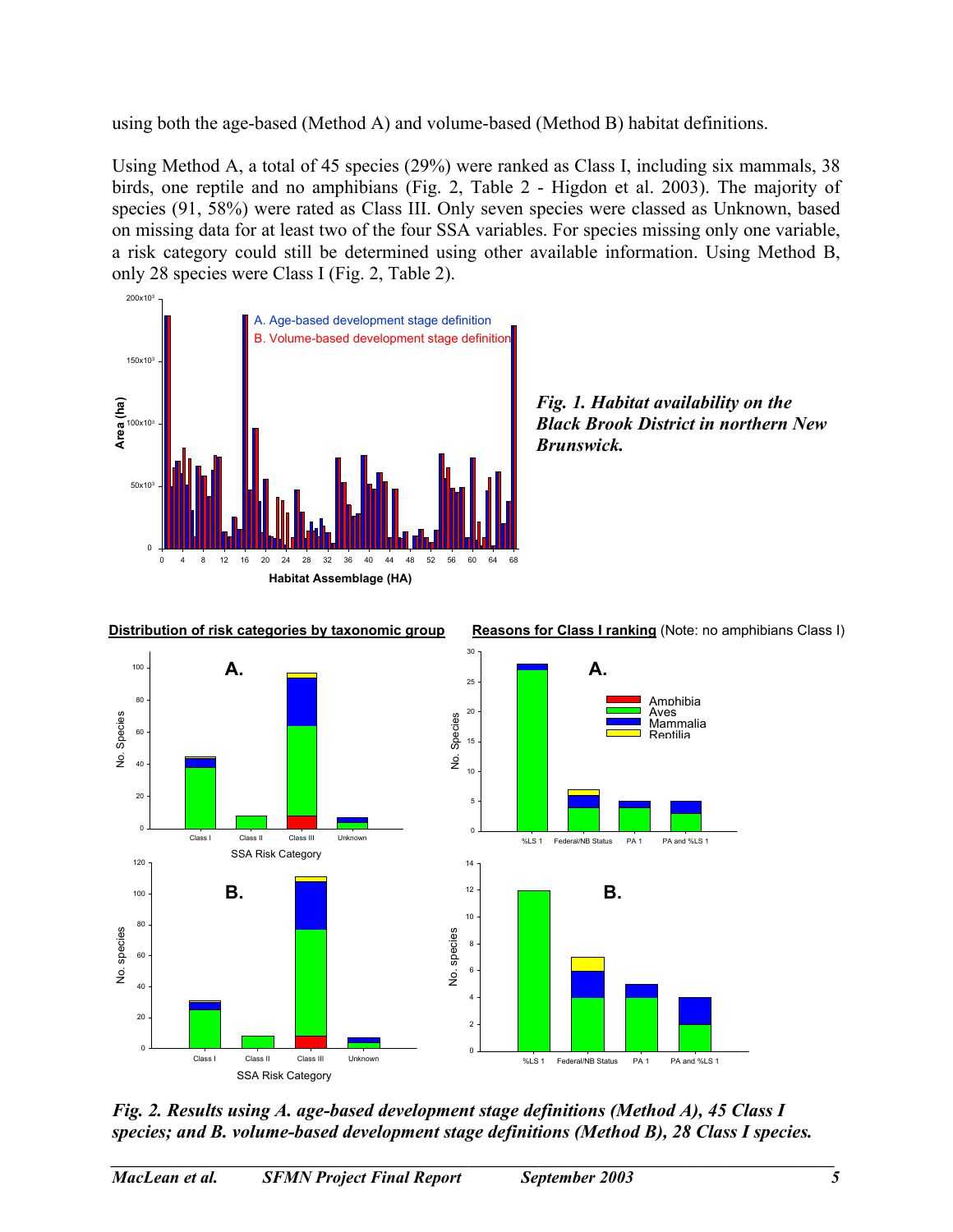using both the age-based (Method A) and volume-based (Method B) habitat definitions.

Using Method A, a total of 45 species (29%) were ranked as Class I, including six mammals, 38 birds, one reptile and no amphibians (Fig. 2, Table 2 - Higdon et al. 2003). The majority of species (91, 58%) were rated as Class III. Only seven species were classed as Unknown, based on missing data for at least two of the four SSA variables. For species missing only one variable, a risk category could still be determined using other available information. Using Method B, only 28 species were Class I (Fig. 2, Table 2).

A. Age-based development stage definition
B. Volume-based development stage definition

Area (ha)

200x10³
150x10³
100x10³
50x10³
0

0 4 8 12 16 20 24 28 32 36 40 44 48 52 56 60 64 68

Habitat Assemblage (HA)

*Fig. 1. Habitat availability on the Black Brook District in northern New Brunswick.*

**Distribution of risk categories by taxonomic group**

A.

No. Species

SSA Risk Category

Class I Class II Class III Unknown

B.

No. species

SSA Risk Category

Class I Class II Class III Unknown

**Reasons for Class I ranking** (Note: no amphibians Class I)

A.

Amphibia
Aves
Mammalia
Reptilia

No. Species

%LS 1 Federal/NB Status PA 1 PA and %LS 1

B.

No. species

%LS 1 Federal/NB Status PA 1 PA and %LS 1

*Fig. 2. Results using A. age-based development stage definitions (Method A), 45 Class I species; and B. volume-based development stage definitions (Method B), 28 Class I species.*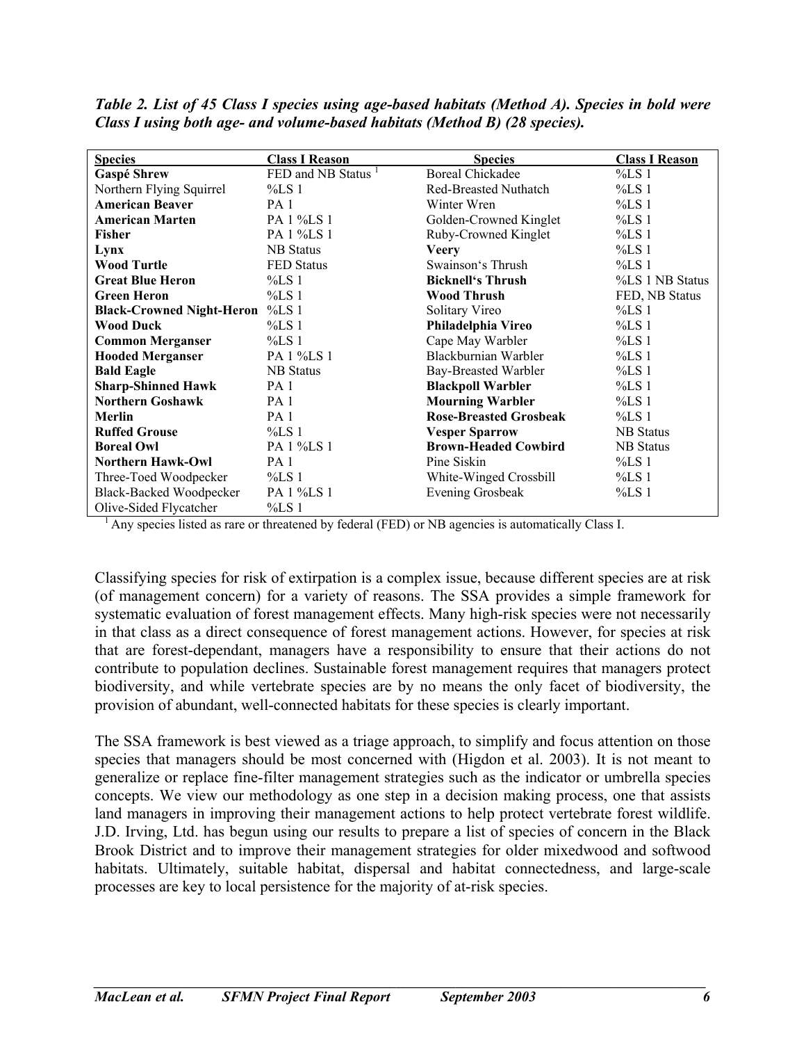***Table 2. List of 45 Class I species using age-based habitats (Method A). Species in bold were Class I using both age- and volume-based habitats (Method B) (28 species).***

| Species | Class I Reason | Species | Class I Reason |
|---|---|---|---|
| **Gaspé Shrew** | FED and NB Status [1] | Boreal Chickadee | %LS 1 |
| Northern Flying Squirrel | %LS 1 | Red-Breasted Nuthatch | %LS 1 |
| **American Beaver** | PA 1 | Winter Wren | %LS 1 |
| **American Marten** | PA 1 %LS 1 | Golden-Crowned Kinglet | %LS 1 |
| **Fisher** | PA 1 %LS 1 | Ruby-Crowned Kinglet | %LS 1 |
| **Lynx** | NB Status | **Veery** | %LS 1 |
| **Wood Turtle** | FED Status | Swainson's Thrush | %LS 1 |
| **Great Blue Heron** | %LS 1 | **Bicknell's Thrush** | %LS 1 NB Status |
| **Green Heron** | %LS 1 | **Wood Thrush** | FED, NB Status |
| **Black-Crowned Night-Heron** | %LS 1 | Solitary Vireo | %LS 1 |
| **Wood Duck** | %LS 1 | **Philadelphia Vireo** | %LS 1 |
| **Common Merganser** | %LS 1 | Cape May Warbler | %LS 1 |
| **Hooded Merganser** | PA 1 %LS 1 | Blackburnian Warbler | %LS 1 |
| **Bald Eagle** | NB Status | Bay-Breasted Warbler | %LS 1 |
| **Sharp-Shinned Hawk** | PA 1 | **Blackpoll Warbler** | %LS 1 |
| **Northern Goshawk** | PA 1 | **Mourning Warbler** | %LS 1 |
| **Merlin** | PA 1 | **Rose-Breasted Grosbeak** | %LS 1 |
| **Ruffed Grouse** | %LS 1 | **Vesper Sparrow** | NB Status |
| **Boreal Owl** | PA 1 %LS 1 | **Brown-Headed Cowbird** | NB Status |
| **Northern Hawk-Owl** | PA 1 | Pine Siskin | %LS 1 |
| Three-Toed Woodpecker | %LS 1 | White-Winged Crossbill | %LS 1 |
| Black-Backed Woodpecker | PA 1 %LS 1 | Evening Grosbeak | %LS 1 |
| Olive-Sided Flycatcher | %LS 1 | | |

[1] Any species listed as rare or threatened by federal (FED) or NB agencies is automatically Class I.

Classifying species for risk of extirpation is a complex issue, because different species are at risk (of management concern) for a variety of reasons. The SSA provides a simple framework for systematic evaluation of forest management effects. Many high-risk species were not necessarily in that class as a direct consequence of forest management actions. However, for species at risk that are forest-dependant, managers have a responsibility to ensure that their actions do not contribute to population declines. Sustainable forest management requires that managers protect biodiversity, and while vertebrate species are by no means the only facet of biodiversity, the provision of abundant, well-connected habitats for these species is clearly important.

The SSA framework is best viewed as a triage approach, to simplify and focus attention on those species that managers should be most concerned with (Higdon et al. 2003). It is not meant to generalize or replace fine-filter management strategies such as the indicator or umbrella species concepts. We view our methodology as one step in a decision making process, one that assists land managers in improving their management actions to help protect vertebrate forest wildlife. J.D. Irving, Ltd. has begun using our results to prepare a list of species of concern in the Black Brook District and to improve their management strategies for older mixedwood and softwood habitats. Ultimately, suitable habitat, dispersal and habitat connectedness, and large-scale processes are key to local persistence for the majority of at-risk species.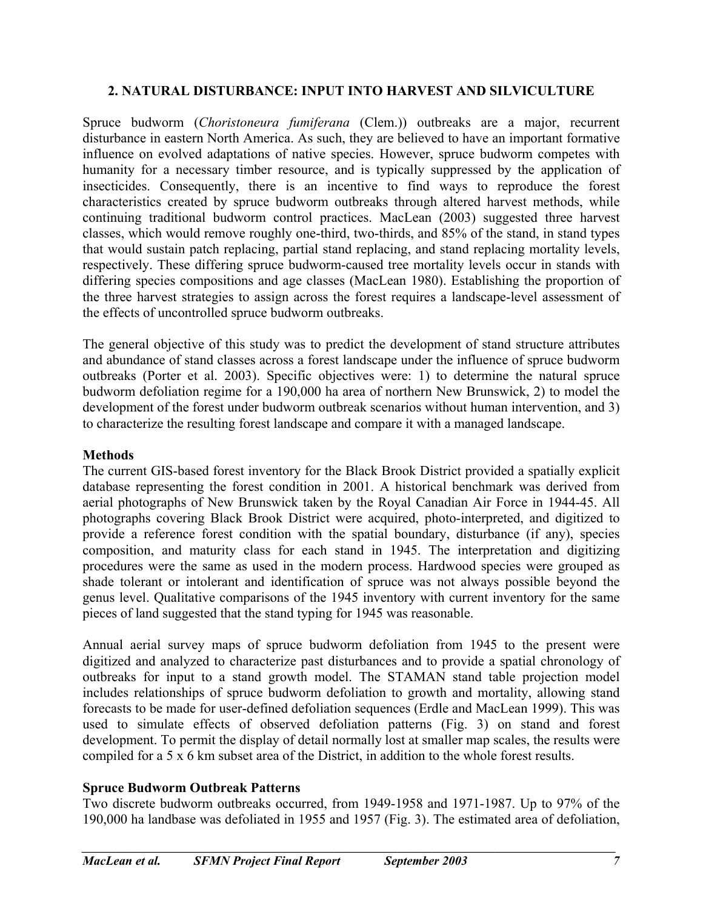## 2. NATURAL DISTURBANCE: INPUT INTO HARVEST AND SILVICULTURE

Spruce budworm (*Choristoneura fumiferana* (Clem.)) outbreaks are a major, recurrent disturbance in eastern North America. As such, they are believed to have an important formative influence on evolved adaptations of native species. However, spruce budworm competes with humanity for a necessary timber resource, and is typically suppressed by the application of insecticides. Consequently, there is an incentive to find ways to reproduce the forest characteristics created by spruce budworm outbreaks through altered harvest methods, while continuing traditional budworm control practices. MacLean (2003) suggested three harvest classes, which would remove roughly one-third, two-thirds, and 85% of the stand, in stand types that would sustain patch replacing, partial stand replacing, and stand replacing mortality levels, respectively. These differing spruce budworm-caused tree mortality levels occur in stands with differing species compositions and age classes (MacLean 1980). Establishing the proportion of the three harvest strategies to assign across the forest requires a landscape-level assessment of the effects of uncontrolled spruce budworm outbreaks.

The general objective of this study was to predict the development of stand structure attributes and abundance of stand classes across a forest landscape under the influence of spruce budworm outbreaks (Porter et al. 2003). Specific objectives were: 1) to determine the natural spruce budworm defoliation regime for a 190,000 ha area of northern New Brunswick, 2) to model the development of the forest under budworm outbreak scenarios without human intervention, and 3) to characterize the resulting forest landscape and compare it with a managed landscape.

**Methods**

The current GIS-based forest inventory for the Black Brook District provided a spatially explicit database representing the forest condition in 2001. A historical benchmark was derived from aerial photographs of New Brunswick taken by the Royal Canadian Air Force in 1944-45. All photographs covering Black Brook District were acquired, photo-interpreted, and digitized to provide a reference forest condition with the spatial boundary, disturbance (if any), species composition, and maturity class for each stand in 1945. The interpretation and digitizing procedures were the same as used in the modern process. Hardwood species were grouped as shade tolerant or intolerant and identification of spruce was not always possible beyond the genus level. Qualitative comparisons of the 1945 inventory with current inventory for the same pieces of land suggested that the stand typing for 1945 was reasonable.

Annual aerial survey maps of spruce budworm defoliation from 1945 to the present were digitized and analyzed to characterize past disturbances and to provide a spatial chronology of outbreaks for input to a stand growth model. The STAMAN stand table projection model includes relationships of spruce budworm defoliation to growth and mortality, allowing stand forecasts to be made for user-defined defoliation sequences (Erdle and MacLean 1999). This was used to simulate effects of observed defoliation patterns (Fig. 3) on stand and forest development. To permit the display of detail normally lost at smaller map scales, the results were compiled for a 5 x 6 km subset area of the District, in addition to the whole forest results.

**Spruce Budworm Outbreak Patterns**

Two discrete budworm outbreaks occurred, from 1949-1958 and 1971-1987. Up to 97% of the 190,000 ha landbase was defoliated in 1955 and 1957 (Fig. 3). The estimated area of defoliation,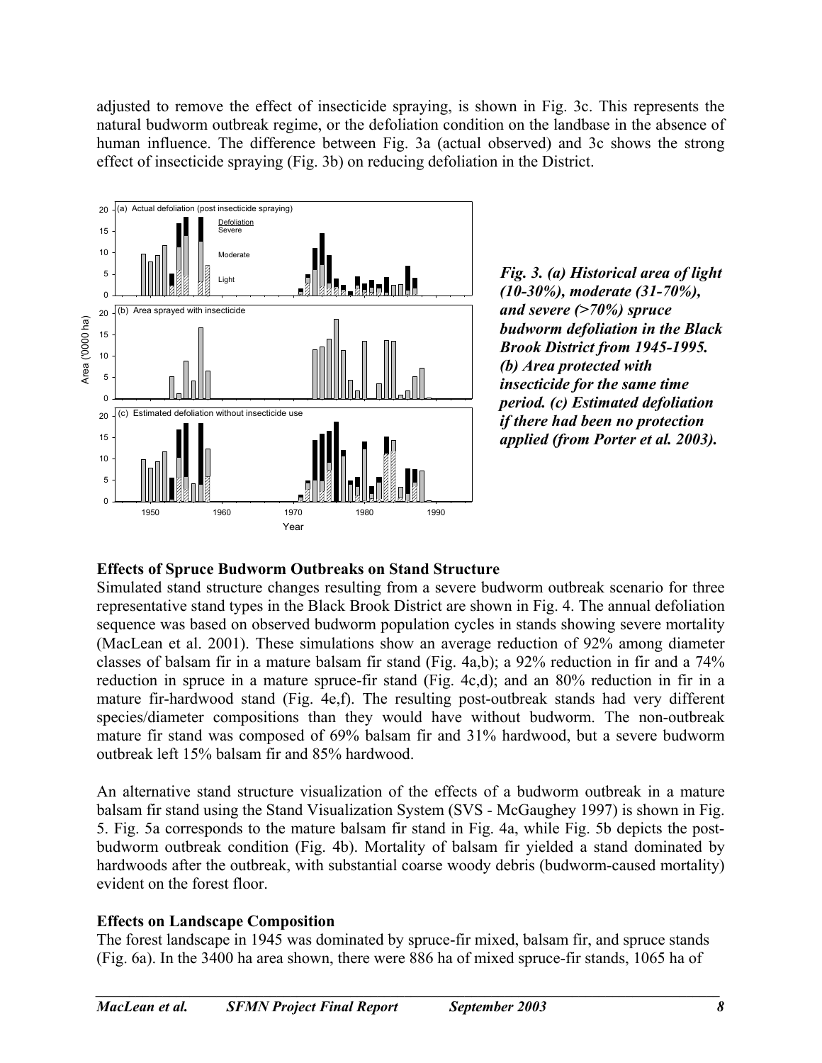adjusted to remove the effect of insecticide spraying, is shown in Fig. 3c. This represents the natural budworm outbreak regime, or the defoliation condition on the landbase in the absence of human influence. The difference between Fig. 3a (actual observed) and 3c shows the strong effect of insecticide spraying (Fig. 3b) on reducing defoliation in the District.

(a) Actual defoliation (post insecticide spraying)

Defoliation
Severe
Moderate
Light

(b) Area sprayed with insecticide

(c) Estimated defoliation without insecticide use

Area ('0000 ha)

0
5
10
15
20

1950
1960
1970
1980
1990

Year

***Fig. 3. (a) Historical area of light (10-30%), moderate (31-70%), and severe (>70%) spruce budworm defoliation in the Black Brook District from 1945-1995. (b) Area protected with insecticide for the same time period. (c) Estimated defoliation if there had been no protection applied (from Porter et al. 2003).***

### Effects of Spruce Budworm Outbreaks on Stand Structure

Simulated stand structure changes resulting from a severe budworm outbreak scenario for three representative stand types in the Black Brook District are shown in Fig. 4. The annual defoliation sequence was based on observed budworm population cycles in stands showing severe mortality (MacLean et al. 2001). These simulations show an average reduction of 92% among diameter classes of balsam fir in a mature balsam fir stand (Fig. 4a,b); a 92% reduction in fir and a 74% reduction in spruce in a mature spruce-fir stand (Fig. 4c,d); and an 80% reduction in fir in a mature fir-hardwood stand (Fig. 4e,f). The resulting post-outbreak stands had very different species/diameter compositions than they would have without budworm. The non-outbreak mature fir stand was composed of 69% balsam fir and 31% hardwood, but a severe budworm outbreak left 15% balsam fir and 85% hardwood.

An alternative stand structure visualization of the effects of a budworm outbreak in a mature balsam fir stand using the Stand Visualization System (SVS - McGaughey 1997) is shown in Fig. 5. Fig. 5a corresponds to the mature balsam fir stand in Fig. 4a, while Fig. 5b depicts the post-budworm outbreak condition (Fig. 4b). Mortality of balsam fir yielded a stand dominated by hardwoods after the outbreak, with substantial coarse woody debris (budworm-caused mortality) evident on the forest floor.

### Effects on Landscape Composition

The forest landscape in 1945 was dominated by spruce-fir mixed, balsam fir, and spruce stands (Fig. 6a). In the 3400 ha area shown, there were 886 ha of mixed spruce-fir stands, 1065 ha of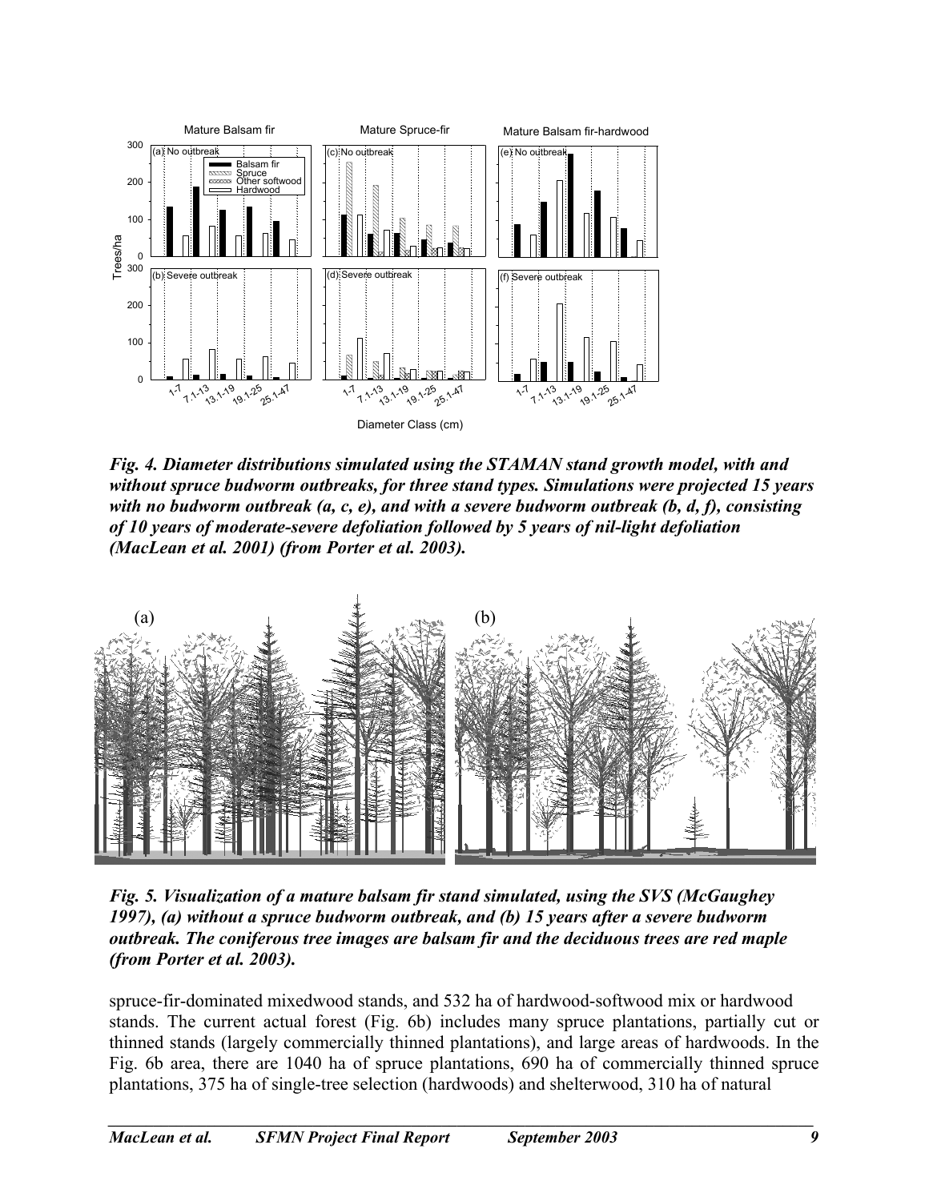Mature Balsam fir

Mature Spruce-fir

Mature Balsam fir-hardwood

(a) No outbreak

(c) No outbreak

(e) No outbreak

(b) Severe outbreak

(d) Severe outbreak

(f) Severe outbreak

Balsam fir
Spruce
Other softwood
Hardwood

Trees/ha

0
100
200
300

1-7
7.1-13
13.1-19
19.1-25
25.1-47

Diameter Class (cm)

***Fig. 4. Diameter distributions simulated using the STAMAN stand growth model, with and without spruce budworm outbreaks, for three stand types. Simulations were projected 15 years with no budworm outbreak (a, c, e), and with a severe budworm outbreak (b, d, f), consisting of 10 years of moderate-severe defoliation followed by 5 years of nil-light defoliation (MacLean et al. 2001) (from Porter et al. 2003).***

(a)

(b)

***Fig. 5. Visualization of a mature balsam fir stand simulated, using the SVS (McGaughey 1997), (a) without a spruce budworm outbreak, and (b) 15 years after a severe budworm outbreak. The coniferous tree images are balsam fir and the deciduous trees are red maple (from Porter et al. 2003).***

spruce-fir-dominated mixedwood stands, and 532 ha of hardwood-softwood mix or hardwood stands. The current actual forest (Fig. 6b) includes many spruce plantations, partially cut or thinned stands (largely commercially thinned plantations), and large areas of hardwoods. In the Fig. 6b area, there are 1040 ha of spruce plantations, 690 ha of commercially thinned spruce plantations, 375 ha of single-tree selection (hardwoods) and shelterwood, 310 ha of natural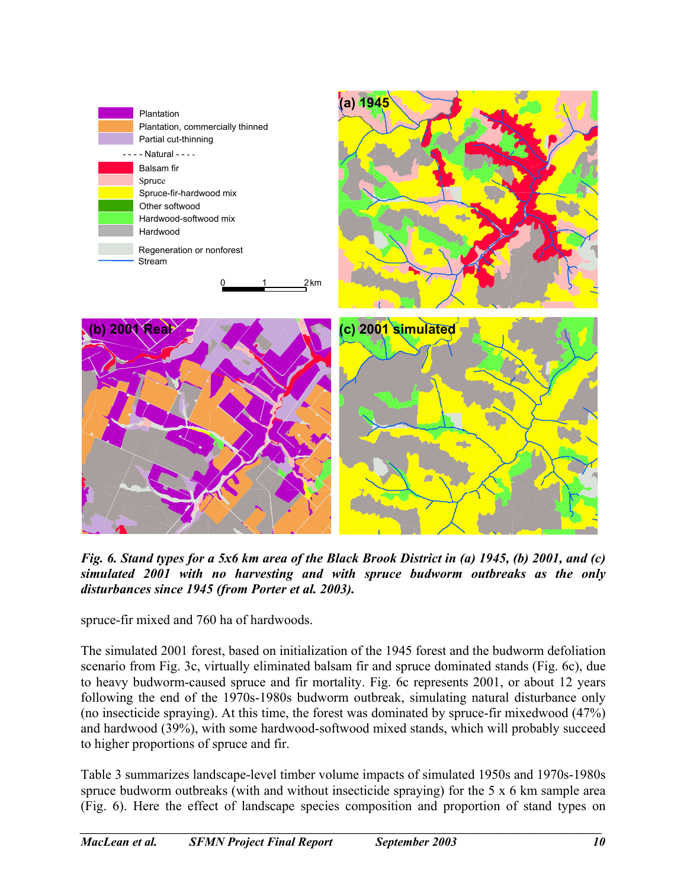Plantation
Plantation, commercially thinned
Partial cut-thinning
- - - - Natural - - - -
Balsam fir
Spruce
Spruce-fir-hardwood mix
Other softwood
Hardwood-softwood mix
Hardwood
Regeneration or nonforest
Stream

0 1 2 km

(a) 1945

(b) 2001 Real

(c) 2001 simulated

***Fig. 6. Stand types for a 5x6 km area of the Black Brook District in (a) 1945, (b) 2001, and (c) simulated 2001 with no harvesting and with spruce budworm outbreaks as the only disturbances since 1945 (from Porter et al. 2003).***

spruce-fir mixed and 760 ha of hardwoods.

The simulated 2001 forest, based on initialization of the 1945 forest and the budworm defoliation scenario from Fig. 3c, virtually eliminated balsam fir and spruce dominated stands (Fig. 6c), due to heavy budworm-caused spruce and fir mortality. Fig. 6c represents 2001, or about 12 years following the end of the 1970s-1980s budworm outbreak, simulating natural disturbance only (no insecticide spraying). At this time, the forest was dominated by spruce-fir mixedwood (47%) and hardwood (39%), with some hardwood-softwood mixed stands, which will probably succeed to higher proportions of spruce and fir.

Table 3 summarizes landscape-level timber volume impacts of simulated 1950s and 1970s-1980s spruce budworm outbreaks (with and without insecticide spraying) for the 5 x 6 km sample area (Fig. 6). Here the effect of landscape species composition and proportion of stand types on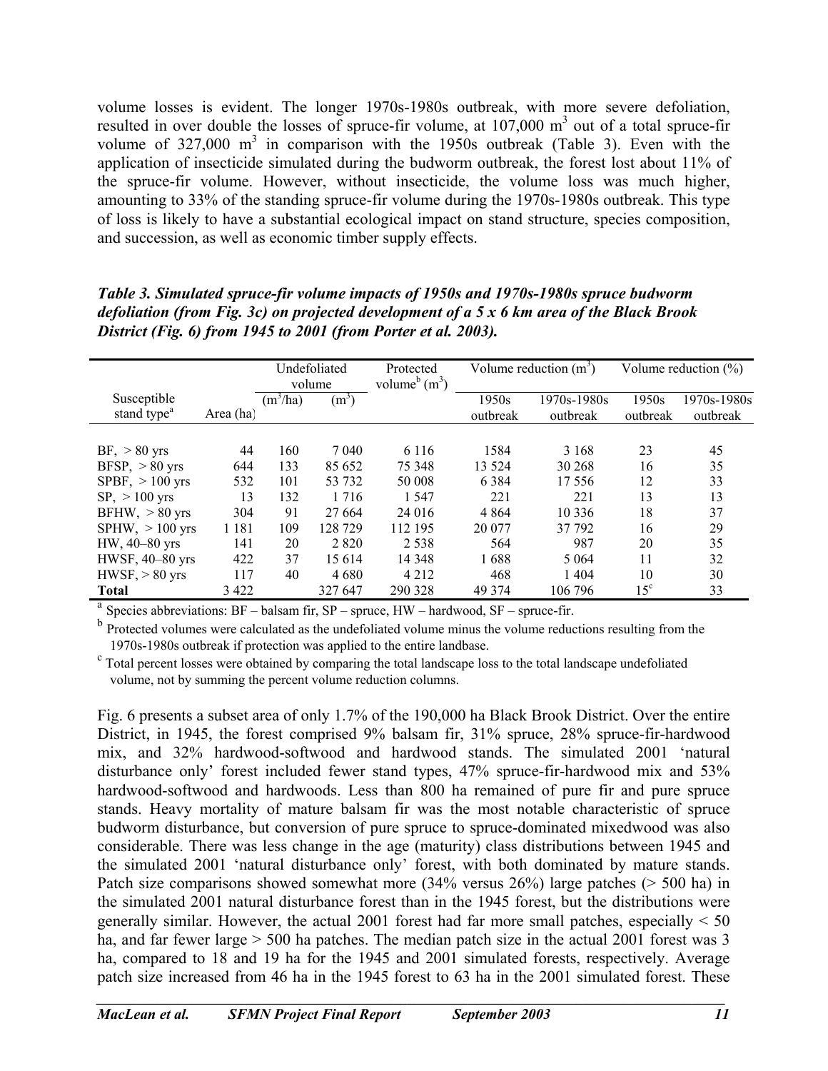volume losses is evident. The longer 1970s-1980s outbreak, with more severe defoliation, resulted in over double the losses of spruce-fir volume, at 107,000 $m^3$ out of a total spruce-fir volume of 327,000 $m^3$ in comparison with the 1950s outbreak (Table 3). Even with the application of insecticide simulated during the budworm outbreak, the forest lost about 11% of the spruce-fir volume. However, without insecticide, the volume loss was much higher, amounting to 33% of the standing spruce-fir volume during the 1970s-1980s outbreak. This type of loss is likely to have a substantial ecological impact on stand structure, species composition, and succession, as well as economic timber supply effects.

***Table 3. Simulated spruce-fir volume impacts of 1950s and 1970s-1980s spruce budworm defoliation (from Fig. 3c) on projected development of a 5 x 6 km area of the Black Brook District (Fig. 6) from 1945 to 2001 (from Porter et al. 2003).***

| Susceptible stand type[a] | Area (ha) | Undefoliated volume | | Protected volume[b] ($m^3$) | Volume reduction ($m^3$) | | Volume reduction (%) | |
|---|---|---|---|---|---|---|---|---|
| | | ($m^3$/ha) | ($m^3$) | | 1950s outbreak | 1970s-1980s outbreak | 1950s outbreak | 1970s-1980s outbreak |
| BF, > 80 yrs | 44 | 160 | 7 040 | 6 116 | 1584 | 3 168 | 23 | 45 |
| BFSP, > 80 yrs | 644 | 133 | 85 652 | 75 348 | 13 524 | 30 268 | 16 | 35 |
| SPBF, > 100 yrs | 532 | 101 | 53 732 | 50 008 | 6 384 | 17 556 | 12 | 33 |
| SP, > 100 yrs | 13 | 132 | 1 716 | 1 547 | 221 | 221 | 13 | 13 |
| BFHW, > 80 yrs | 304 | 91 | 27 664 | 24 016 | 4 864 | 10 336 | 18 | 37 |
| SPHW, > 100 yrs | 1 181 | 109 | 128 729 | 112 195 | 20 077 | 37 792 | 16 | 29 |
| HW, 40–80 yrs | 141 | 20 | 2 820 | 2 538 | 564 | 987 | 20 | 35 |
| HWSF, 40–80 yrs | 422 | 37 | 15 614 | 14 348 | 1 688 | 5 064 | 11 | 32 |
| HWSF, > 80 yrs | 117 | 40 | 4 680 | 4 212 | 468 | 1 404 | 10 | 30 |
| **Total** | 3 422 | | 327 647 | 290 328 | 49 374 | 106 796 | 15[c] | 33 |

[a] Species abbreviations: BF – balsam fir, SP – spruce, HW – hardwood, SF – spruce-fir.

[b] Protected volumes were calculated as the undefoliated volume minus the volume reductions resulting from the 1970s-1980s outbreak if protection was applied to the entire landbase.

[c] Total percent losses were obtained by comparing the total landscape loss to the total landscape undefoliated volume, not by summing the percent volume reduction columns.

Fig. 6 presents a subset area of only 1.7% of the 190,000 ha Black Brook District. Over the entire District, in 1945, the forest comprised 9% balsam fir, 31% spruce, 28% spruce-fir-hardwood mix, and 32% hardwood-softwood and hardwood stands. The simulated 2001 'natural disturbance only' forest included fewer stand types, 47% spruce-fir-hardwood mix and 53% hardwood-softwood and hardwoods. Less than 800 ha remained of pure fir and pure spruce stands. Heavy mortality of mature balsam fir was the most notable characteristic of spruce budworm disturbance, but conversion of pure spruce to spruce-dominated mixedwood was also considerable. There was less change in the age (maturity) class distributions between 1945 and the simulated 2001 'natural disturbance only' forest, with both dominated by mature stands. Patch size comparisons showed somewhat more (34% versus 26%) large patches (> 500 ha) in the simulated 2001 natural disturbance forest than in the 1945 forest, but the distributions were generally similar. However, the actual 2001 forest had far more small patches, especially < 50 ha, and far fewer large > 500 ha patches. The median patch size in the actual 2001 forest was 3 ha, compared to 18 and 19 ha for the 1945 and 2001 simulated forests, respectively. Average patch size increased from 46 ha in the 1945 forest to 63 ha in the 2001 simulated forest. These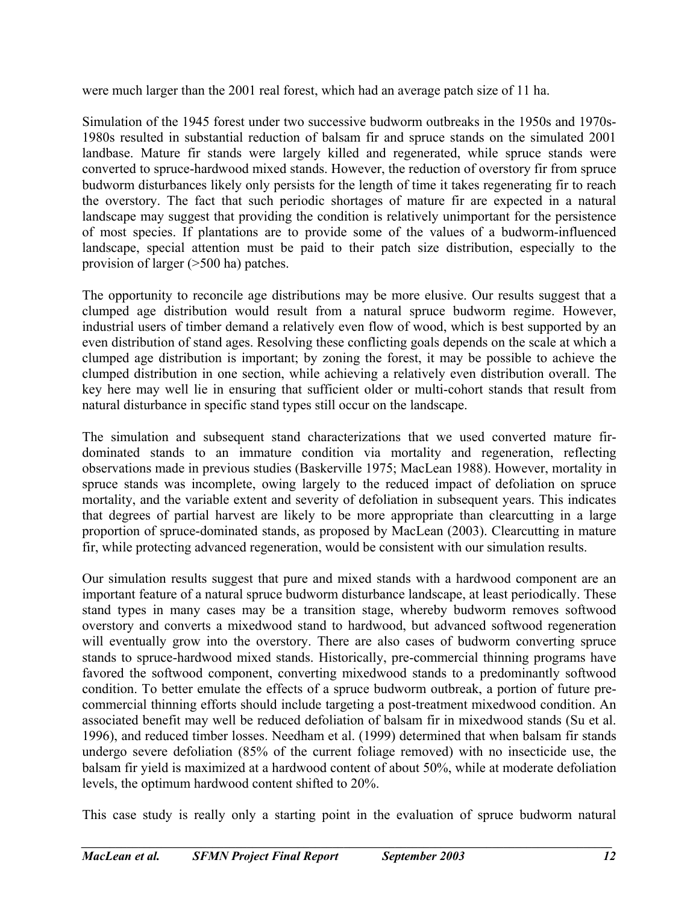were much larger than the 2001 real forest, which had an average patch size of 11 ha.

Simulation of the 1945 forest under two successive budworm outbreaks in the 1950s and 1970s-1980s resulted in substantial reduction of balsam fir and spruce stands on the simulated 2001 landbase. Mature fir stands were largely killed and regenerated, while spruce stands were converted to spruce-hardwood mixed stands. However, the reduction of overstory fir from spruce budworm disturbances likely only persists for the length of time it takes regenerating fir to reach the overstory. The fact that such periodic shortages of mature fir are expected in a natural landscape may suggest that providing the condition is relatively unimportant for the persistence of most species. If plantations are to provide some of the values of a budworm-influenced landscape, special attention must be paid to their patch size distribution, especially to the provision of larger (>500 ha) patches.

The opportunity to reconcile age distributions may be more elusive. Our results suggest that a clumped age distribution would result from a natural spruce budworm regime. However, industrial users of timber demand a relatively even flow of wood, which is best supported by an even distribution of stand ages. Resolving these conflicting goals depends on the scale at which a clumped age distribution is important; by zoning the forest, it may be possible to achieve the clumped distribution in one section, while achieving a relatively even distribution overall. The key here may well lie in ensuring that sufficient older or multi-cohort stands that result from natural disturbance in specific stand types still occur on the landscape.

The simulation and subsequent stand characterizations that we used converted mature fir-dominated stands to an immature condition via mortality and regeneration, reflecting observations made in previous studies (Baskerville 1975; MacLean 1988). However, mortality in spruce stands was incomplete, owing largely to the reduced impact of defoliation on spruce mortality, and the variable extent and severity of defoliation in subsequent years. This indicates that degrees of partial harvest are likely to be more appropriate than clearcutting in a large proportion of spruce-dominated stands, as proposed by MacLean (2003). Clearcutting in mature fir, while protecting advanced regeneration, would be consistent with our simulation results.

Our simulation results suggest that pure and mixed stands with a hardwood component are an important feature of a natural spruce budworm disturbance landscape, at least periodically. These stand types in many cases may be a transition stage, whereby budworm removes softwood overstory and converts a mixedwood stand to hardwood, but advanced softwood regeneration will eventually grow into the overstory. There are also cases of budworm converting spruce stands to spruce-hardwood mixed stands. Historically, pre-commercial thinning programs have favored the softwood component, converting mixedwood stands to a predominantly softwood condition. To better emulate the effects of a spruce budworm outbreak, a portion of future pre-commercial thinning efforts should include targeting a post-treatment mixedwood condition. An associated benefit may well be reduced defoliation of balsam fir in mixedwood stands (Su et al. 1996), and reduced timber losses. Needham et al. (1999) determined that when balsam fir stands undergo severe defoliation (85% of the current foliage removed) with no insecticide use, the balsam fir yield is maximized at a hardwood content of about 50%, while at moderate defoliation levels, the optimum hardwood content shifted to 20%.

This case study is really only a starting point in the evaluation of spruce budworm natural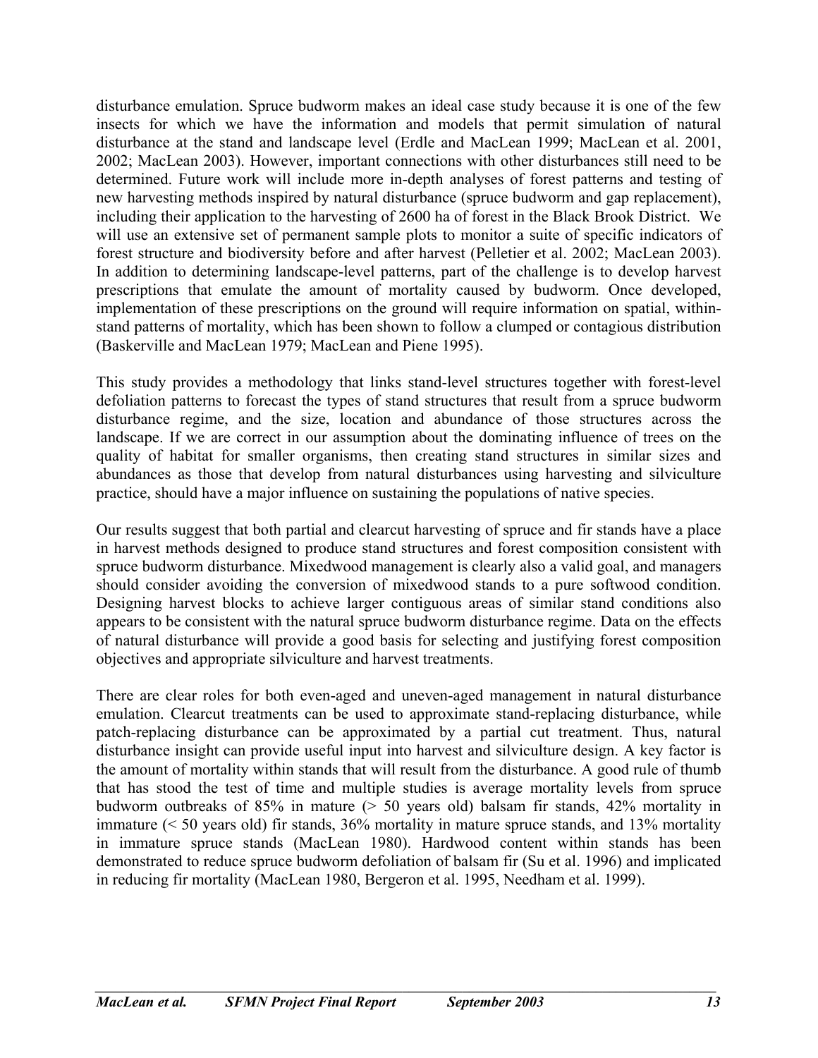disturbance emulation. Spruce budworm makes an ideal case study because it is one of the few insects for which we have the information and models that permit simulation of natural disturbance at the stand and landscape level (Erdle and MacLean 1999; MacLean et al. 2001, 2002; MacLean 2003). However, important connections with other disturbances still need to be determined. Future work will include more in-depth analyses of forest patterns and testing of new harvesting methods inspired by natural disturbance (spruce budworm and gap replacement), including their application to the harvesting of 2600 ha of forest in the Black Brook District. We will use an extensive set of permanent sample plots to monitor a suite of specific indicators of forest structure and biodiversity before and after harvest (Pelletier et al. 2002; MacLean 2003). In addition to determining landscape-level patterns, part of the challenge is to develop harvest prescriptions that emulate the amount of mortality caused by budworm. Once developed, implementation of these prescriptions on the ground will require information on spatial, within-stand patterns of mortality, which has been shown to follow a clumped or contagious distribution (Baskerville and MacLean 1979; MacLean and Piene 1995).

This study provides a methodology that links stand-level structures together with forest-level defoliation patterns to forecast the types of stand structures that result from a spruce budworm disturbance regime, and the size, location and abundance of those structures across the landscape. If we are correct in our assumption about the dominating influence of trees on the quality of habitat for smaller organisms, then creating stand structures in similar sizes and abundances as those that develop from natural disturbances using harvesting and silviculture practice, should have a major influence on sustaining the populations of native species.

Our results suggest that both partial and clearcut harvesting of spruce and fir stands have a place in harvest methods designed to produce stand structures and forest composition consistent with spruce budworm disturbance. Mixedwood management is clearly also a valid goal, and managers should consider avoiding the conversion of mixedwood stands to a pure softwood condition. Designing harvest blocks to achieve larger contiguous areas of similar stand conditions also appears to be consistent with the natural spruce budworm disturbance regime. Data on the effects of natural disturbance will provide a good basis for selecting and justifying forest composition objectives and appropriate silviculture and harvest treatments.

There are clear roles for both even-aged and uneven-aged management in natural disturbance emulation. Clearcut treatments can be used to approximate stand-replacing disturbance, while patch-replacing disturbance can be approximated by a partial cut treatment. Thus, natural disturbance insight can provide useful input into harvest and silviculture design. A key factor is the amount of mortality within stands that will result from the disturbance. A good rule of thumb that has stood the test of time and multiple studies is average mortality levels from spruce budworm outbreaks of 85% in mature (> 50 years old) balsam fir stands, 42% mortality in immature (< 50 years old) fir stands, 36% mortality in mature spruce stands, and 13% mortality in immature spruce stands (MacLean 1980). Hardwood content within stands has been demonstrated to reduce spruce budworm defoliation of balsam fir (Su et al. 1996) and implicated in reducing fir mortality (MacLean 1980, Bergeron et al. 1995, Needham et al. 1999).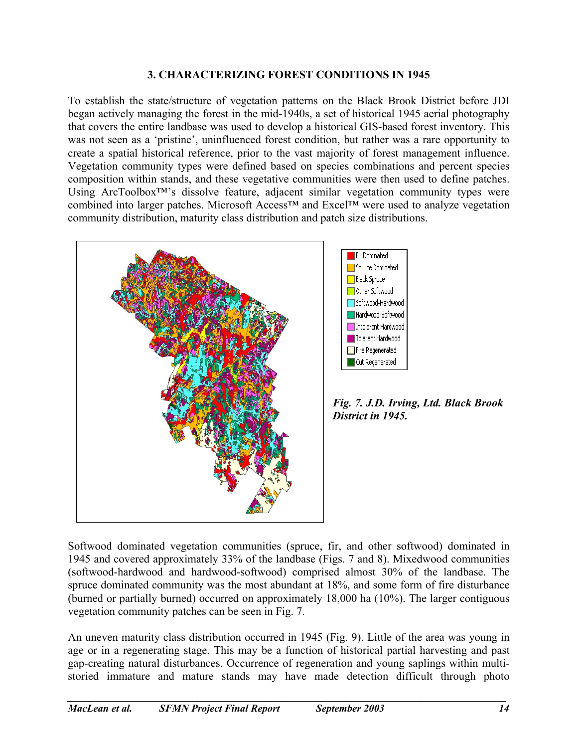### 3. CHARACTERIZING FOREST CONDITIONS IN 1945

To establish the state/structure of vegetation patterns on the Black Brook District before JDI began actively managing the forest in the mid-1940s, a set of historical 1945 aerial photography that covers the entire landbase was used to develop a historical GIS-based forest inventory. This was not seen as a 'pristine', uninfluenced forest condition, but rather was a rare opportunity to create a spatial historical reference, prior to the vast majority of forest management influence. Vegetation community types were defined based on species combinations and percent species composition within stands, and these vegetative communities were then used to define patches. Using ArcToolbox™'s dissolve feature, adjacent similar vegetation community types were combined into larger patches. Microsoft Access™ and Excel™ were used to analyze vegetation community distribution, maturity class distribution and patch size distributions.

Fir Dominated
Spruce Dominated
Black Spruce
Other Softwood
Softwood-Hardwood
Hardwood-Softwood
Intolerant Hardwood
Tolerant Hardwood
Fire Regenerated
Cut Regenerated

*Fig. 7. J.D. Irving, Ltd. Black Brook District in 1945.*

Softwood dominated vegetation communities (spruce, fir, and other softwood) dominated in 1945 and covered approximately 33% of the landbase (Figs. 7 and 8). Mixedwood communities (softwood-hardwood and hardwood-softwood) comprised almost 30% of the landbase. The spruce dominated community was the most abundant at 18%, and some form of fire disturbance (burned or partially burned) occurred on approximately 18,000 ha (10%). The larger contiguous vegetation community patches can be seen in Fig. 7.

An uneven maturity class distribution occurred in 1945 (Fig. 9). Little of the area was young in age or in a regenerating stage. This may be a function of historical partial harvesting and past gap-creating natural disturbances. Occurrence of regeneration and young saplings within multi-storied immature and mature stands may have made detection difficult through photo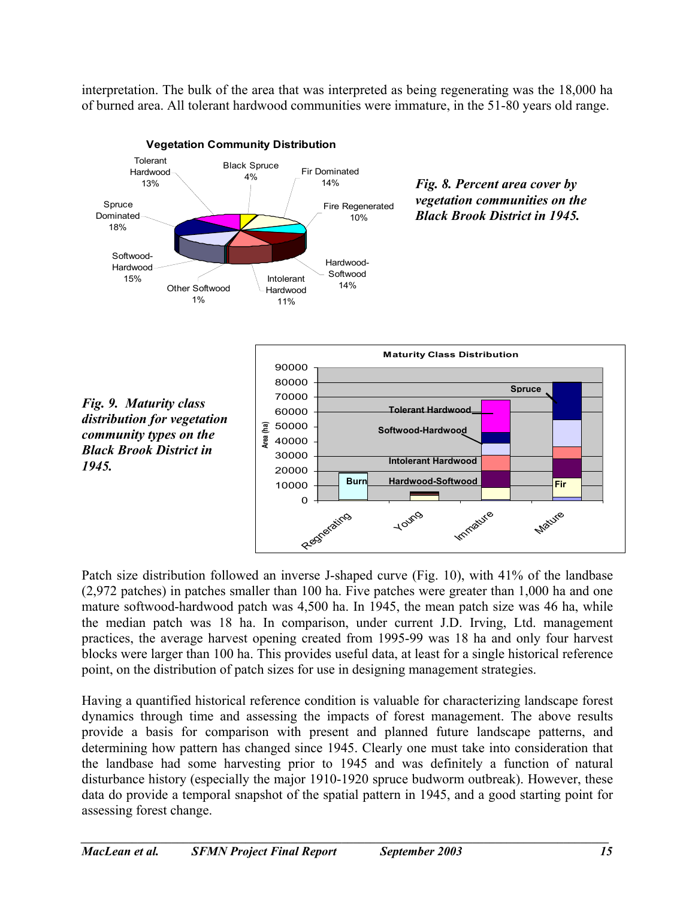interpretation. The bulk of the area that was interpreted as being regenerating was the 18,000 ha of burned area. All tolerant hardwood communities were immature, in the 51-80 years old range.

Vegetation Community Distribution

Tolerant Hardwood 13%
Black Spruce 4%
Fir Dominated 14%
Fire Regenerated 10%
Hardwood-Softwood 14%
Intolerant Hardwood 11%
Other Softwood 1%
Softwood-Hardwood 15%
Spruce Dominated 18%

***Fig. 8. Percent area cover by vegetation communities on the Black Brook District in 1945.***

***Fig. 9. Maturity class distribution for vegetation community types on the Black Brook District in 1945.***

Maturity Class Distribution

Area (ha)

90000
80000
70000
60000
50000
40000
30000
20000
10000
0

Spruce
Tolerant Hardwood
Softwood-Hardwood
Intolerant Hardwood
Burn
Hardwood-Softwood
Fir

Regnerating
Young
Immature
Mature

Patch size distribution followed an inverse J-shaped curve (Fig. 10), with 41% of the landbase (2,972 patches) in patches smaller than 100 ha. Five patches were greater than 1,000 ha and one mature softwood-hardwood patch was 4,500 ha. In 1945, the mean patch size was 46 ha, while the median patch was 18 ha. In comparison, under current J.D. Irving, Ltd. management practices, the average harvest opening created from 1995-99 was 18 ha and only four harvest blocks were larger than 100 ha. This provides useful data, at least for a single historical reference point, on the distribution of patch sizes for use in designing management strategies.

Having a quantified historical reference condition is valuable for characterizing landscape forest dynamics through time and assessing the impacts of forest management. The above results provide a basis for comparison with present and planned future landscape patterns, and determining how pattern has changed since 1945. Clearly one must take into consideration that the landbase had some harvesting prior to 1945 and was definitely a function of natural disturbance history (especially the major 1910-1920 spruce budworm outbreak). However, these data do provide a temporal snapshot of the spatial pattern in 1945, and a good starting point for assessing forest change.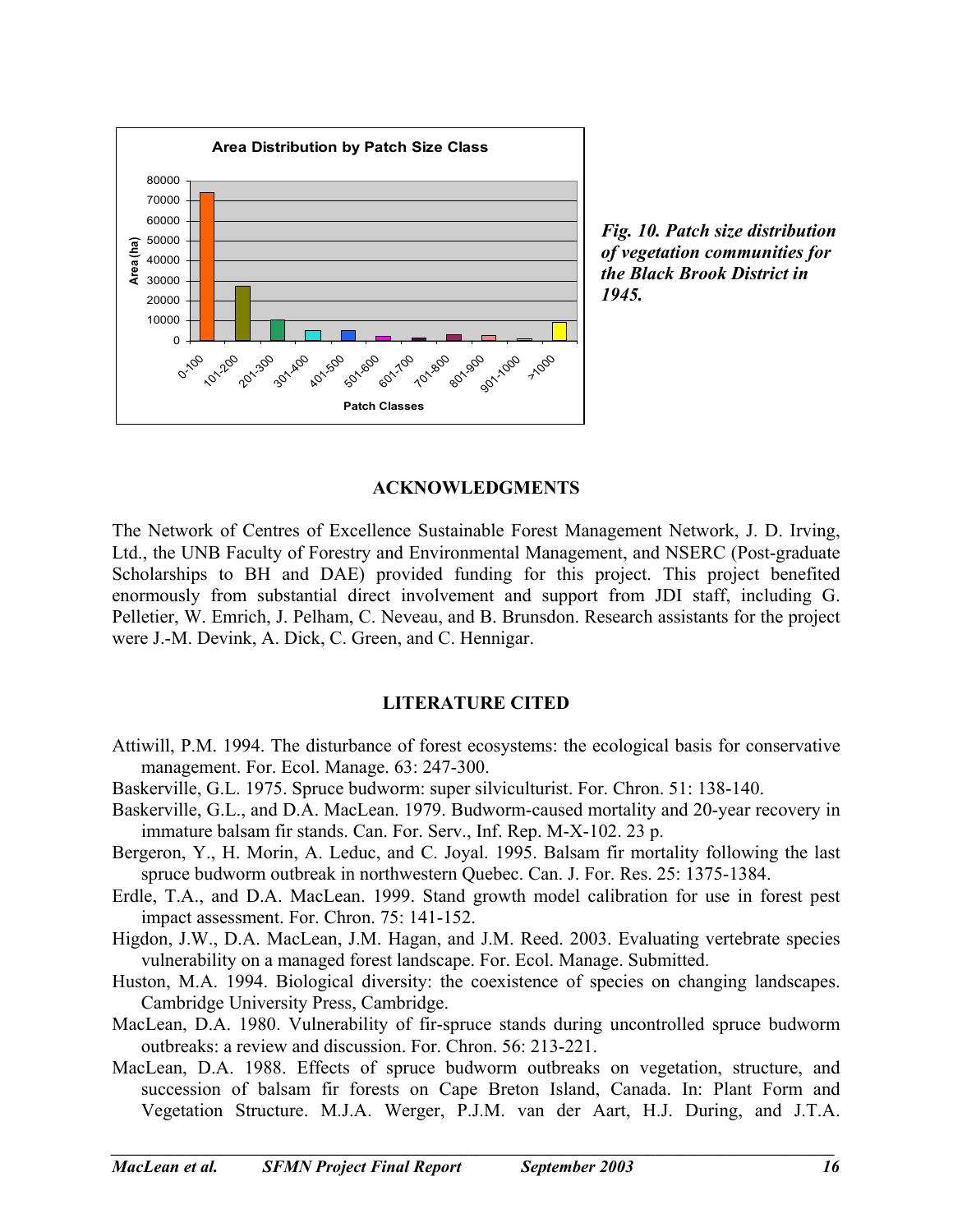Area Distribution by Patch Size Class

80000
70000
60000
50000
40000
30000
20000
10000
0

Area (ha)

0-100
101-200
201-300
301-400
401-500
501-600
601-700
701-800
801-900
901-1000
>1000

Patch Classes

***Fig. 10. Patch size distribution of vegetation communities for the Black Brook District in 1945.***

## ACKNOWLEDGMENTS

The Network of Centres of Excellence Sustainable Forest Management Network, J. D. Irving, Ltd., the UNB Faculty of Forestry and Environmental Management, and NSERC (Post-graduate Scholarships to BH and DAE) provided funding for this project. This project benefited enormously from substantial direct involvement and support from JDI staff, including G. Pelletier, W. Emrich, J. Pelham, C. Neveau, and B. Brunsdon. Research assistants for the project were J.-M. Devink, A. Dick, C. Green, and C. Hennigar.

## LITERATURE CITED

Attiwill, P.M. 1994. The disturbance of forest ecosystems: the ecological basis for conservative management. For. Ecol. Manage. 63: 247-300.

Baskerville, G.L. 1975. Spruce budworm: super silviculturist. For. Chron. 51: 138-140.

Baskerville, G.L., and D.A. MacLean. 1979. Budworm-caused mortality and 20-year recovery in immature balsam fir stands. Can. For. Serv., Inf. Rep. M-X-102. 23 p.

Bergeron, Y., H. Morin, A. Leduc, and C. Joyal. 1995. Balsam fir mortality following the last spruce budworm outbreak in northwestern Quebec. Can. J. For. Res. 25: 1375-1384.

Erdle, T.A., and D.A. MacLean. 1999. Stand growth model calibration for use in forest pest impact assessment. For. Chron. 75: 141-152.

Higdon, J.W., D.A. MacLean, J.M. Hagan, and J.M. Reed. 2003. Evaluating vertebrate species vulnerability on a managed forest landscape. For. Ecol. Manage. Submitted.

Huston, M.A. 1994. Biological diversity: the coexistence of species on changing landscapes. Cambridge University Press, Cambridge.

MacLean, D.A. 1980. Vulnerability of fir-spruce stands during uncontrolled spruce budworm outbreaks: a review and discussion. For. Chron. 56: 213-221.

MacLean, D.A. 1988. Effects of spruce budworm outbreaks on vegetation, structure, and succession of balsam fir forests on Cape Breton Island, Canada. In: Plant Form and Vegetation Structure. M.J.A. Werger, P.J.M. van der Aart, H.J. During, and J.T.A.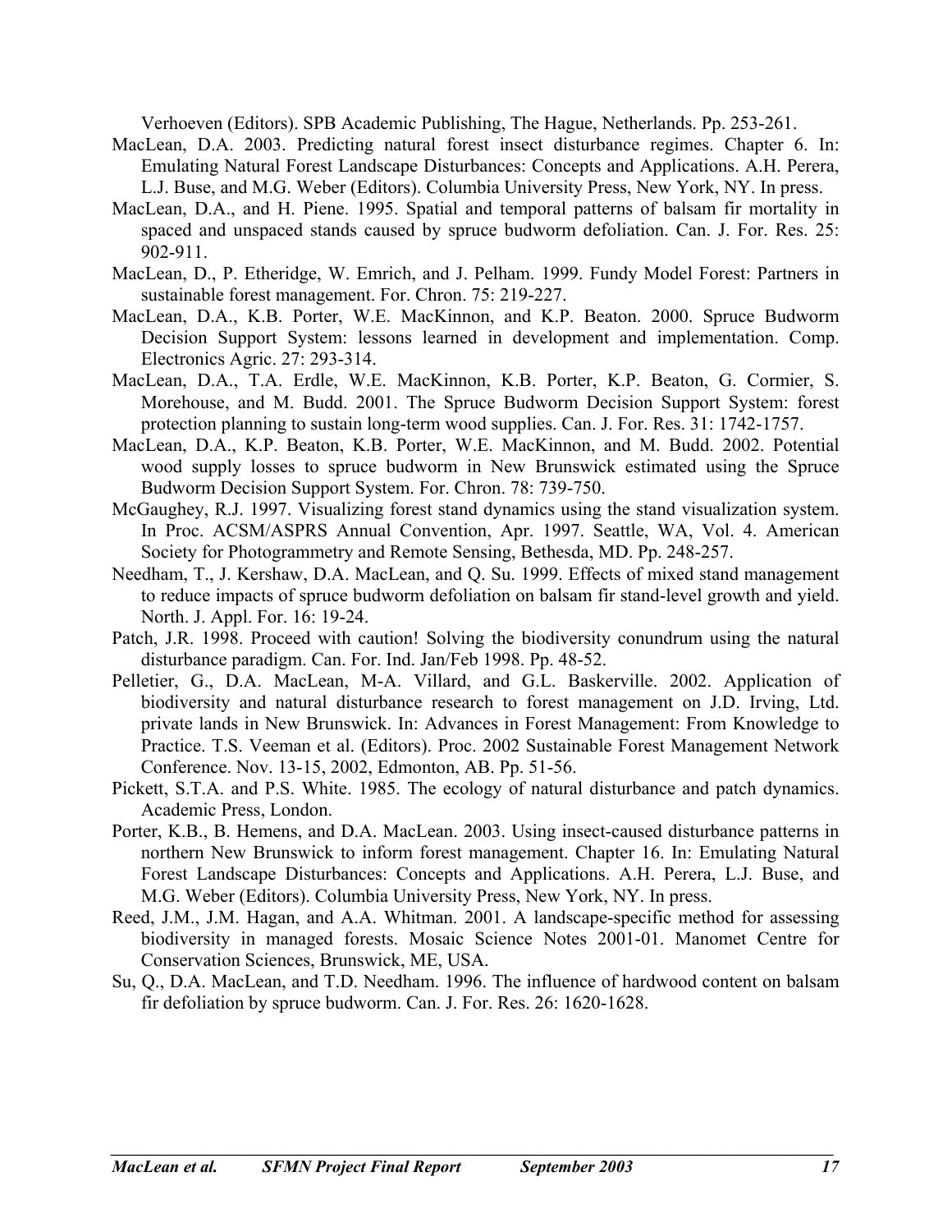Verhoeven (Editors). SPB Academic Publishing, The Hague, Netherlands. Pp. 253-261.

MacLean, D.A. 2003. Predicting natural forest insect disturbance regimes. Chapter 6. In: Emulating Natural Forest Landscape Disturbances: Concepts and Applications. A.H. Perera, L.J. Buse, and M.G. Weber (Editors). Columbia University Press, New York, NY. In press.

MacLean, D.A., and H. Piene. 1995. Spatial and temporal patterns of balsam fir mortality in spaced and unspaced stands caused by spruce budworm defoliation. Can. J. For. Res. 25: 902-911.

MacLean, D., P. Etheridge, W. Emrich, and J. Pelham. 1999. Fundy Model Forest: Partners in sustainable forest management. For. Chron. 75: 219-227.

MacLean, D.A., K.B. Porter, W.E. MacKinnon, and K.P. Beaton. 2000. Spruce Budworm Decision Support System: lessons learned in development and implementation. Comp. Electronics Agric. 27: 293-314.

MacLean, D.A., T.A. Erdle, W.E. MacKinnon, K.B. Porter, K.P. Beaton, G. Cormier, S. Morehouse, and M. Budd. 2001. The Spruce Budworm Decision Support System: forest protection planning to sustain long-term wood supplies. Can. J. For. Res. 31: 1742-1757.

MacLean, D.A., K.P. Beaton, K.B. Porter, W.E. MacKinnon, and M. Budd. 2002. Potential wood supply losses to spruce budworm in New Brunswick estimated using the Spruce Budworm Decision Support System. For. Chron. 78: 739-750.

McGaughey, R.J. 1997. Visualizing forest stand dynamics using the stand visualization system. In Proc. ACSM/ASPRS Annual Convention, Apr. 1997. Seattle, WA, Vol. 4. American Society for Photogrammetry and Remote Sensing, Bethesda, MD. Pp. 248-257.

Needham, T., J. Kershaw, D.A. MacLean, and Q. Su. 1999. Effects of mixed stand management to reduce impacts of spruce budworm defoliation on balsam fir stand-level growth and yield. North. J. Appl. For. 16: 19-24.

Patch, J.R. 1998. Proceed with caution! Solving the biodiversity conundrum using the natural disturbance paradigm. Can. For. Ind. Jan/Feb 1998. Pp. 48-52.

Pelletier, G., D.A. MacLean, M-A. Villard, and G.L. Baskerville. 2002. Application of biodiversity and natural disturbance research to forest management on J.D. Irving, Ltd. private lands in New Brunswick. In: Advances in Forest Management: From Knowledge to Practice. T.S. Veeman et al. (Editors). Proc. 2002 Sustainable Forest Management Network Conference. Nov. 13-15, 2002, Edmonton, AB. Pp. 51-56.

Pickett, S.T.A. and P.S. White. 1985. The ecology of natural disturbance and patch dynamics. Academic Press, London.

Porter, K.B., B. Hemens, and D.A. MacLean. 2003. Using insect-caused disturbance patterns in northern New Brunswick to inform forest management. Chapter 16. In: Emulating Natural Forest Landscape Disturbances: Concepts and Applications. A.H. Perera, L.J. Buse, and M.G. Weber (Editors). Columbia University Press, New York, NY. In press.

Reed, J.M., J.M. Hagan, and A.A. Whitman. 2001. A landscape-specific method for assessing biodiversity in managed forests. Mosaic Science Notes 2001-01. Manomet Centre for Conservation Sciences, Brunswick, ME, USA.

Su, Q., D.A. MacLean, and T.D. Needham. 1996. The influence of hardwood content on balsam fir defoliation by spruce budworm. Can. J. For. Res. 26: 1620-1628.